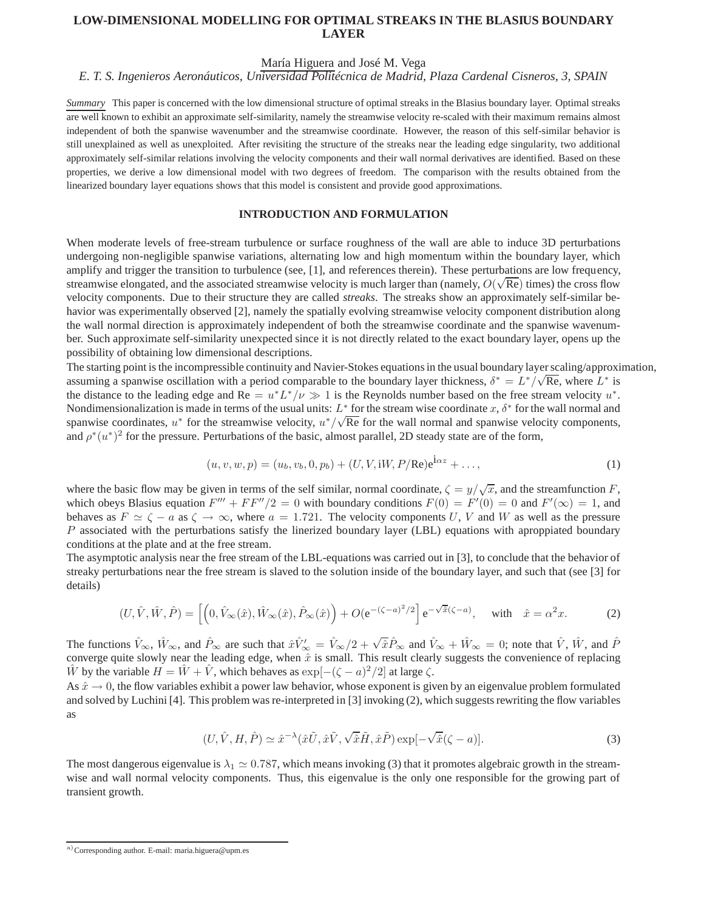# LOW-DIMENSIONAL MODELLING FOR OPTIMAL STREAKS IN THE BLASIUS BOUNDARY LAYER

María Higuera and José M. Vega

*E. T. S. Ingenieros Aeronáuticos, Universidad Politécnica de Madrid, Plaza Cardenal Cisneros, 3, SPAIN*

*Summary* This paper is concerned with the low dimensional structure of optimal streaks in the Blasius boundary layer. Optimal streaks are well known to exhibit an approximate self-similarity, namely the streamwise velocity re-scaled with their maximum remains almost independent of both the spanwise wavenumber and the streamwise coordinate. However, the reason of this self-similar behavior is still unexplained as well as unexploited. After revisiting the structure of the streaks near the leading edge singularity, two additional approximately self-similar relations involving the velocity components and their wall normal derivatives are identified. Based on these properties, we derive a low dimensional model with two degrees of freedom. The comparison with the results obtained from the linearized boundary layer equations shows that this model is consistent and provide good approximations.

## INTRODUCTION AND FORMULATION

When moderate levels of free-stream turbulence or surface roughness of the wall are able to induce 3D perturbations undergoing non-negligible spanwise variations, alternating low and high momentum within the boundary layer, which amplify and trigger the transition to turbulence (see, [1], and references therein). These perturbations are low frequency, streamwise elongated, and the associated streamwise velocity is much larger than (namely, $O(\sqrt{\mathrm{Re}})$ times) the cross flow velocity components. Due to their structure they are called *streaks*. The streaks show an approximately self-similar behavior was experimentally observed [2], namely the spatially evolving streamwise velocity component distribution along the wall normal direction is approximately independent of both the streamwise coordinate and the spanwise wavenumber. Such approximate self-similarity unexpected since it is not directly related to the exact boundary layer, opens up the possibility of obtaining low dimensional descriptions.

The starting point is the incompressible continuity and Navier-Stokes equations in the usual boundary layer scaling/approximation, assuming a spanwise oscillation with a period comparable to the boundary layer thickness, $\delta^* = L^*/\sqrt{\mathrm{Re}}$, where $L^*$ is the distance to the leading edge and $\mathrm{Re} = u^* L^*/\nu \gg 1$ is the Reynolds number based on the free stream velocity $u^*$. Nondimensionalization is made in terms of the usual units: $L^*$ for the stream wise coordinate $x$, $\delta^*$ for the wall normal and spanwise coordinates, $u^*$ for the streamwise velocity, $u^*/\sqrt{\mathrm{Re}}$ for the wall normal and spanwise velocity components, and $\rho^*(u^*)^2$ for the pressure. Perturbations of the basic, almost parallel, 2D steady state are of the form,

$$(u, v, w, p) = (u_b, v_b, 0, p_b) + (U, V, \mathrm{i}W, P/\mathrm{Re})\mathrm{e}^{\mathrm{i}\alpha z} + \ldots, \tag{1}$$

where the basic flow may be given in terms of the self similar, normal coordinate, $\zeta = y/\sqrt{x}$, and the streamfunction $F$, which obeys Blasius equation $F''' + FF''/2 = 0$ with boundary conditions $F(0) = F'(0) = 0$ and $F'(\infty) = 1$, and behaves as $F \simeq \zeta - a$ as $\zeta \to \infty$, where $a = 1.721$. The velocity components $U$, $V$ and $W$ as well as the pressure $P$ associated with the perturbations satisfy the linerized boundary layer (LBL) equations with aproppiated boundary conditions at the plate and at the free stream.

The asymptotic analysis near the free stream of the LBL-equations was carried out in [3], to conclude that the behavior of streaky perturbations near the free stream is slaved to the solution inside of the boundary layer, and such that (see [3] for details)

$$(U, \hat{V}, \hat{W}, \hat{P}) = \left[\left(0, \hat{V}_\infty(\hat{x}), \hat{W}_\infty(\hat{x}), \hat{P}_\infty(\hat{x})\right) + O(\mathrm{e}^{-(\zeta-a)^2/2}\right]\mathrm{e}^{-\sqrt{\hat{x}}(\zeta-a)}, \quad \text{with} \quad \hat{x} = \alpha^2 x. \tag{2}$$

The functions $\hat{V}_\infty$, $\hat{W}_\infty$, and $\hat{P}_\infty$ are such that $\hat{x}\hat{V}'_\infty = \hat{V}_\infty/2 + \sqrt{\hat{x}}\hat{P}_\infty$ and $\hat{V}_\infty + \hat{W}_\infty = 0$; note that $\hat{V}$, $\hat{W}$, and $\hat{P}$ converge quite slowly near the leading edge, when $\hat{x}$ is small. This result clearly suggests the convenience of replacing $\hat{W}$ by the variable $H = \hat{W} + \hat{V}$, which behaves as $\exp[-(\zeta - a)^2/2]$ at large $\zeta$.

As $\hat{x} \to 0$, the flow variables exhibit a power law behavior, whose exponent is given by an eigenvalue problem formulated and solved by Luchini [4]. This problem was re-interpreted in [3] invoking (2), which suggests rewriting the flow variables as

$$(U, \hat{V}, H, \hat{P}) \simeq \hat{x}^{-\lambda}(\hat{x}\tilde{U}, \hat{x}\tilde{V}, \sqrt{\hat{x}}\tilde{H}, \hat{x}\tilde{P})\exp[-\sqrt{\hat{x}}(\zeta - a)]. \tag{3}$$

The most dangerous eigenvalue is $\lambda_1 \simeq 0.787$, which means invoking (3) that it promotes algebraic growth in the streamwise and wall normal velocity components. Thus, this eigenvalue is the only one responsible for the growing part of transient growth.

[a] Corresponding author. E-mail: maria.higuera@upm.es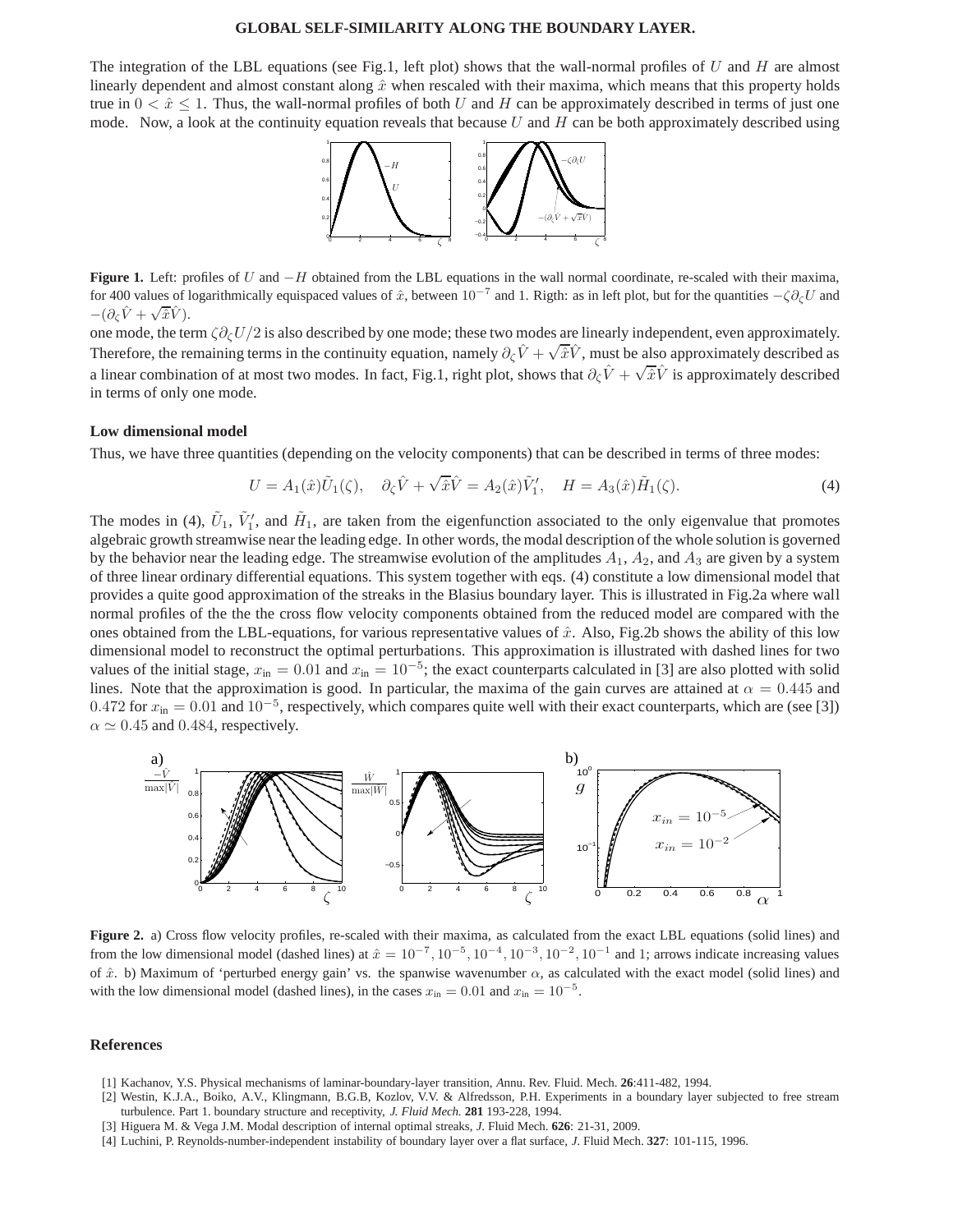## GLOBAL SELF-SIMILARITY ALONG THE BOUNDARY LAYER.

The integration of the LBL equations (see Fig.1, left plot) shows that the wall-normal profiles of $U$ and $H$ are almost linearly dependent and almost constant along $\hat{x}$ when rescaled with their maxima, which means that this property holds true in $0 < \hat{x} \leq 1$. Thus, the wall-normal profiles of both $U$ and $H$ can be approximately described in terms of just one mode. Now, a look at the continuity equation reveals that because $U$ and $H$ can be both approximately described using

1
0.8
0.6
0.4
0.2
0
0 2 4 6 $\zeta$ 8
$-H$
$U$

1
0.8
0.6
0.4
0.2
0
−0.2
−0.4
0 2 4 6 $\zeta$ 8
$-\zeta\partial_\zeta U$
$-(\partial_\zeta \hat{V} + \sqrt{\hat{x}}\hat{V})$

**Figure 1.** Left: profiles of $U$ and $-H$ obtained from the LBL equations in the wall normal coordinate, re-scaled with their maxima, for 400 values of logarithmically equispaced values of $\hat{x}$, between $10^{-7}$ and 1. Rigth: as in left plot, but for the quantities $-\zeta\partial_\zeta U$ and $-(\partial_\zeta \hat{V} + \sqrt{\hat{x}}\hat{V})$.

one mode, the term $\zeta\partial_\zeta U/2$ is also described by one mode; these two modes are linearly independent, even approximately. Therefore, the remaining terms in the continuity equation, namely $\partial_\zeta \hat{V} + \sqrt{\hat{x}}\hat{V}$, must be also approximately described as a linear combination of at most two modes. In fact, Fig.1, right plot, shows that $\partial_\zeta \hat{V} + \sqrt{\hat{x}}\hat{V}$ is approximately described in terms of only one mode.

### Low dimensional model

Thus, we have three quantities (depending on the velocity components) that can be described in terms of three modes:

$$U = A_1(\hat{x})\tilde{U}_1(\zeta), \quad \partial_\zeta \hat{V} + \sqrt{\hat{x}}\hat{V} = A_2(\hat{x})\tilde{V}_1', \quad H = A_3(\hat{x})\tilde{H}_1(\zeta). \tag{4}$$

The modes in (4), $\tilde{U}_1$, $\tilde{V}_1'$, and $\tilde{H}_1$, are taken from the eigenfunction associated to the only eigenvalue that promotes algebraic growth streamwise near the leading edge. In other words, the modal description of the whole solution is governed by the behavior near the leading edge. The streamwise evolution of the amplitudes $A_1$, $A_2$, and $A_3$ are given by a system of three linear ordinary differential equations. This system together with eqs. (4) constitute a low dimensional model that provides a quite good approximation of the streaks in the Blasius boundary layer. This is illustrated in Fig.2a where wall normal profiles of the the the cross flow velocity components obtained from the reduced model are compared with the ones obtained from the LBL-equations, for various representative values of $\hat{x}$. Also, Fig.2b shows the ability of this low dimensional model to reconstruct the optimal perturbations. This approximation is illustrated with dashed lines for two values of the initial stage, $x_{\text{in}} = 0.01$ and $x_{\text{in}} = 10^{-5}$; the exact counterparts calculated in [3] are also plotted with solid lines. Note that the approximation is good. In particular, the maxima of the gain curves are attained at $\alpha = 0.445$ and $0.472$ for $x_{\text{in}} = 0.01$ and $10^{-5}$, respectively, which compares quite well with their exact counterparts, which are (see [3]) $\alpha \simeq 0.45$ and $0.484$, respectively.

a)
$\frac{-\hat{V}}{\max|\hat{V}|}$
1
0.8
0.6
0.4
0.2
0
0 2 4 6 8 10
$\zeta$

$\frac{\hat{W}}{\max|\hat{W}|}$
1
0.5
0
−0.5
0 2 4 6 8 10
$\zeta$

b)
$10^0$
$g$
$10^{-1}$
$x_{in} = 10^{-5}$
$x_{in} = 10^{-2}$
0 0.2 0.4 0.6 0.8 1
$\alpha$

**Figure 2.** a) Cross flow velocity profiles, re-scaled with their maxima, as calculated from the exact LBL equations (solid lines) and from the low dimensional model (dashed lines) at $\hat{x} = 10^{-7}, 10^{-5}, 10^{-4}, 10^{-3}, 10^{-2}, 10^{-1}$ and 1; arrows indicate increasing values of $\hat{x}$. b) Maximum of 'perturbed energy gain' vs. the spanwise wavenumber $\alpha$, as calculated with the exact model (solid lines) and with the low dimensional model (dashed lines), in the cases $x_{\text{in}} = 0.01$ and $x_{\text{in}} = 10^{-5}$.

### References

[1] Kachanov, Y.S. Physical mechanisms of laminar-boundary-layer transition, *A*nnu. Rev. Fluid. Mech. **26**:411-482, 1994.

[2] Westin, K.J.A., Boiko, A.V., Klingmann, B.G.B, Kozlov, V.V. & Alfredsson, P.H. Experiments in a boundary layer subjected to free stream turbulence. Part 1. boundary structure and receptivity, *J. Fluid Mech.* **281** 193-228, 1994.

[3] Higuera M. & Vega J.M. Modal description of internal optimal streaks, *J.* Fluid Mech. **626**: 21-31, 2009.

[4] Luchini, P. Reynolds-number-independent instability of boundary layer over a flat surface, *J.* Fluid Mech. **327**: 101-115, 1996.